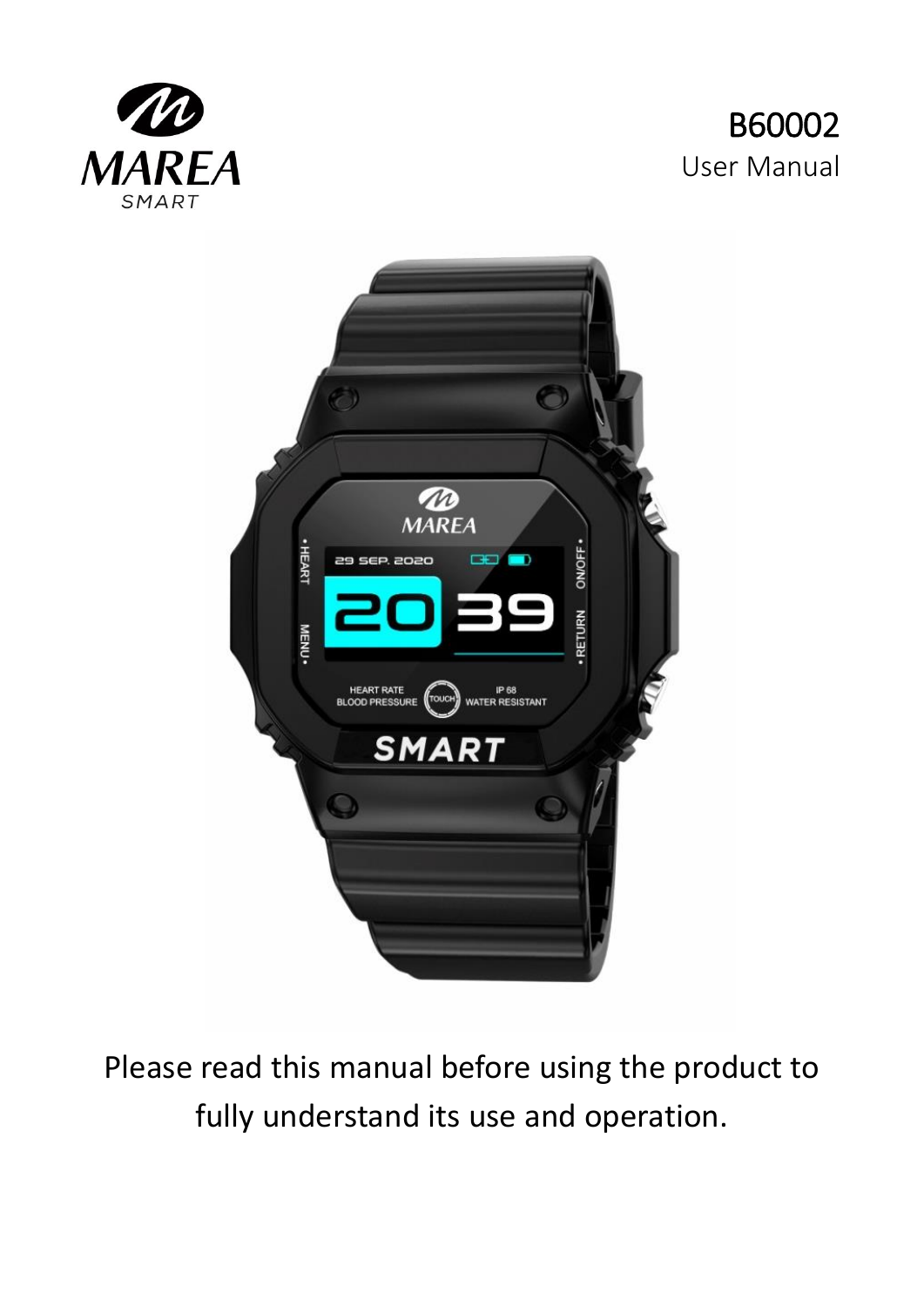MAREA SMART

# B60002

User Manual

Please read this manual before using the product to fully understand its use and operation.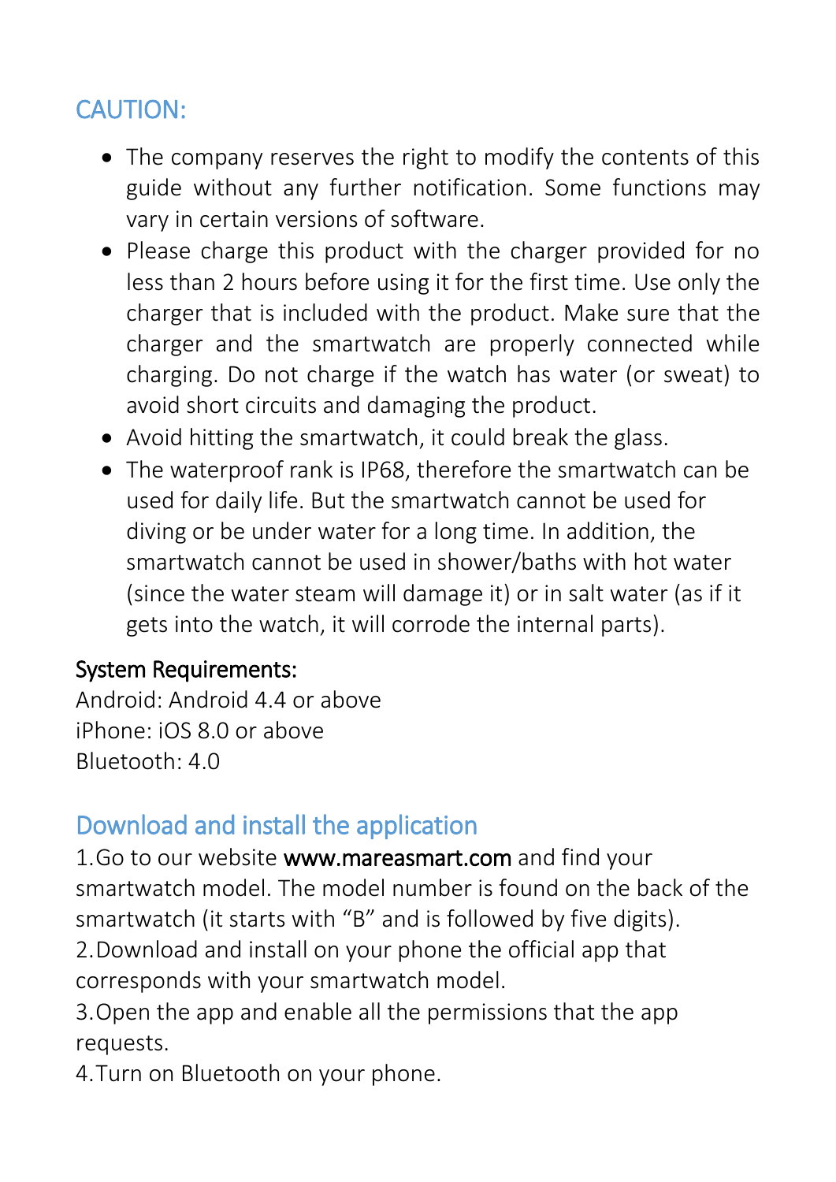## CAUTION:

- The company reserves the right to modify the contents of this guide without any further notification. Some functions may vary in certain versions of software.
- Please charge this product with the charger provided for no less than 2 hours before using it for the first time. Use only the charger that is included with the product. Make sure that the charger and the smartwatch are properly connected while charging. Do not charge if the watch has water (or sweat) to avoid short circuits and damaging the product.
- Avoid hitting the smartwatch, it could break the glass.
- The waterproof rank is IP68, therefore the smartwatch can be used for daily life. But the smartwatch cannot be used for diving or be under water for a long time. In addition, the smartwatch cannot be used in shower/baths with hot water (since the water steam will damage it) or in salt water (as if it gets into the watch, it will corrode the internal parts).

System Requirements:
Android: Android 4.4 or above
iPhone: iOS 8.0 or above
Bluetooth: 4.0

## Download and install the application

1. Go to our website www.mareasmart.com and find your smartwatch model. The model number is found on the back of the smartwatch (it starts with “B” and is followed by five digits).
2. Download and install on your phone the official app that corresponds with your smartwatch model.
3. Open the app and enable all the permissions that the app requests.
4. Turn on Bluetooth on your phone.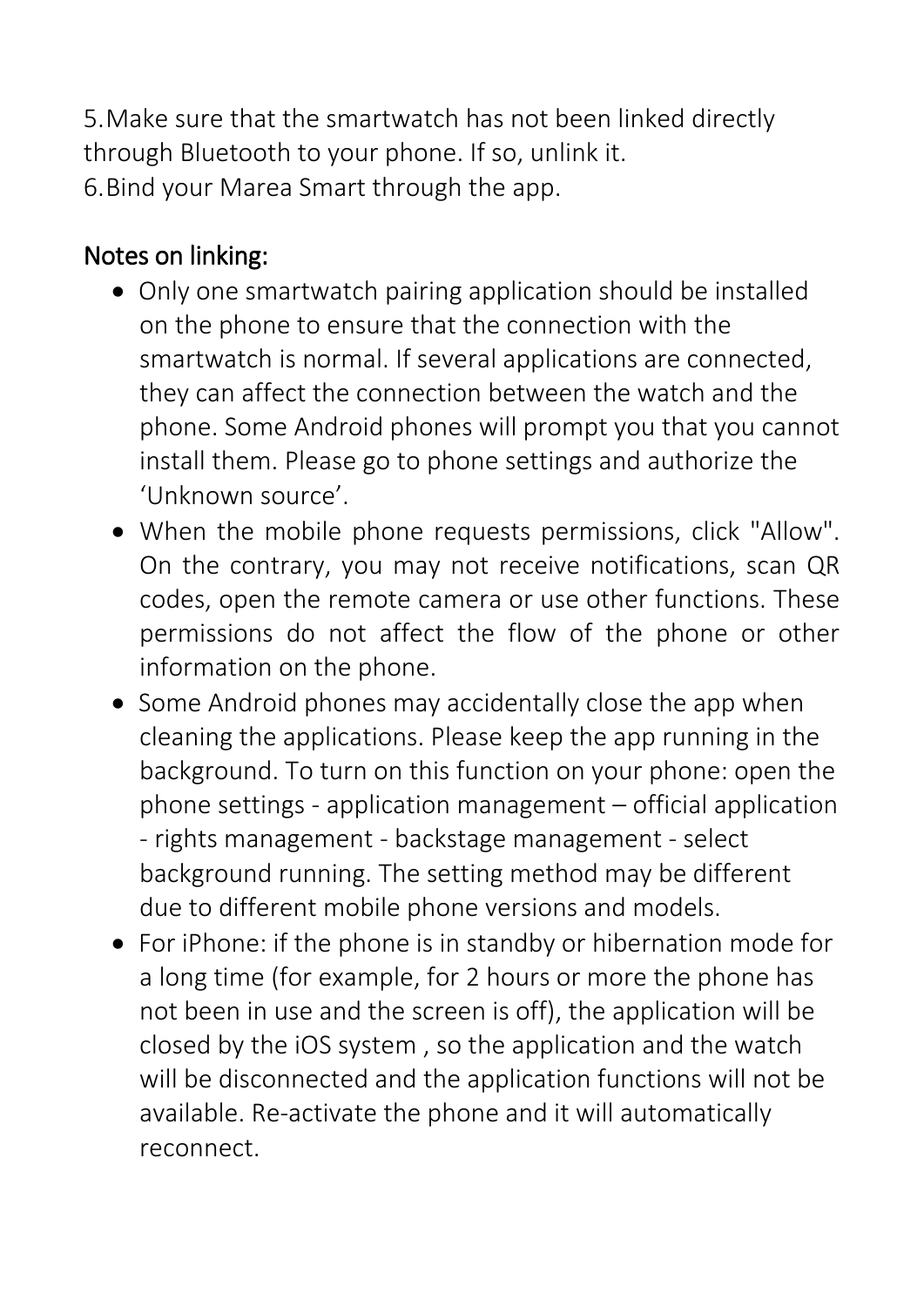5. Make sure that the smartwatch has not been linked directly through Bluetooth to your phone. If so, unlink it.
6. Bind your Marea Smart through the app.

## Notes on linking:

- Only one smartwatch pairing application should be installed on the phone to ensure that the connection with the smartwatch is normal. If several applications are connected, they can affect the connection between the watch and the phone. Some Android phones will prompt you that you cannot install them. Please go to phone settings and authorize the 'Unknown source'.
- When the mobile phone requests permissions, click "Allow". On the contrary, you may not receive notifications, scan QR codes, open the remote camera or use other functions. These permissions do not affect the flow of the phone or other information on the phone.
- Some Android phones may accidentally close the app when cleaning the applications. Please keep the app running in the background. To turn on this function on your phone: open the phone settings - application management – official application - rights management - backstage management - select background running. The setting method may be different due to different mobile phone versions and models.
- For iPhone: if the phone is in standby or hibernation mode for a long time (for example, for 2 hours or more the phone has not been in use and the screen is off), the application will be closed by the iOS system , so the application and the watch will be disconnected and the application functions will not be available. Re-activate the phone and it will automatically reconnect.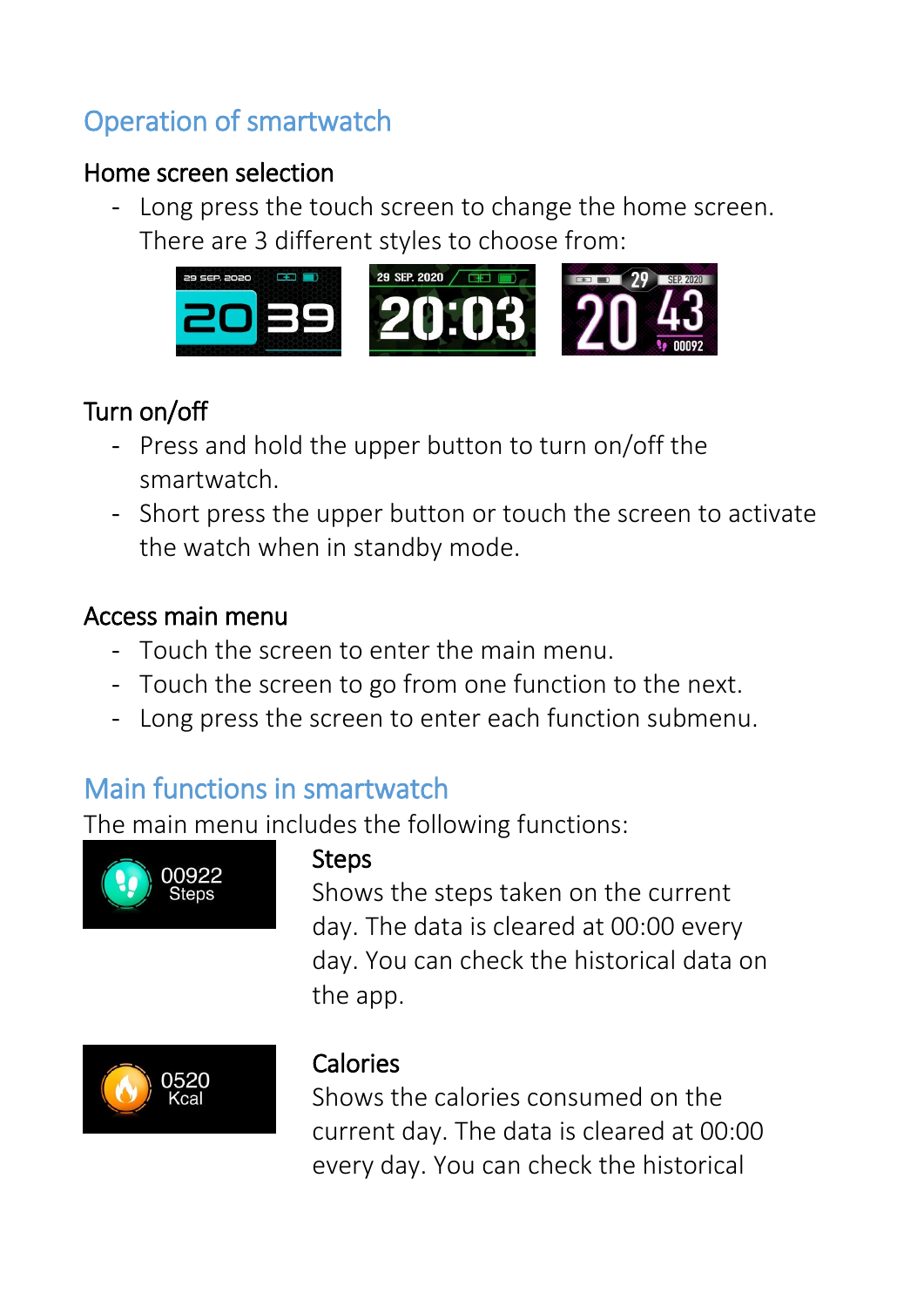## Operation of smartwatch

### Home screen selection

- Long press the touch screen to change the home screen. There are 3 different styles to choose from:

### Turn on/off

- Press and hold the upper button to turn on/off the smartwatch.
- Short press the upper button or touch the screen to activate the watch when in standby mode.

### Access main menu

- Touch the screen to enter the main menu.
- Touch the screen to go from one function to the next.
- Long press the screen to enter each function submenu.

## Main functions in smartwatch

The main menu includes the following functions:

### Steps

Shows the steps taken on the current day. The data is cleared at 00:00 every day. You can check the historical data on the app.

### Calories

Shows the calories consumed on the current day. The data is cleared at 00:00 every day. You can check the historical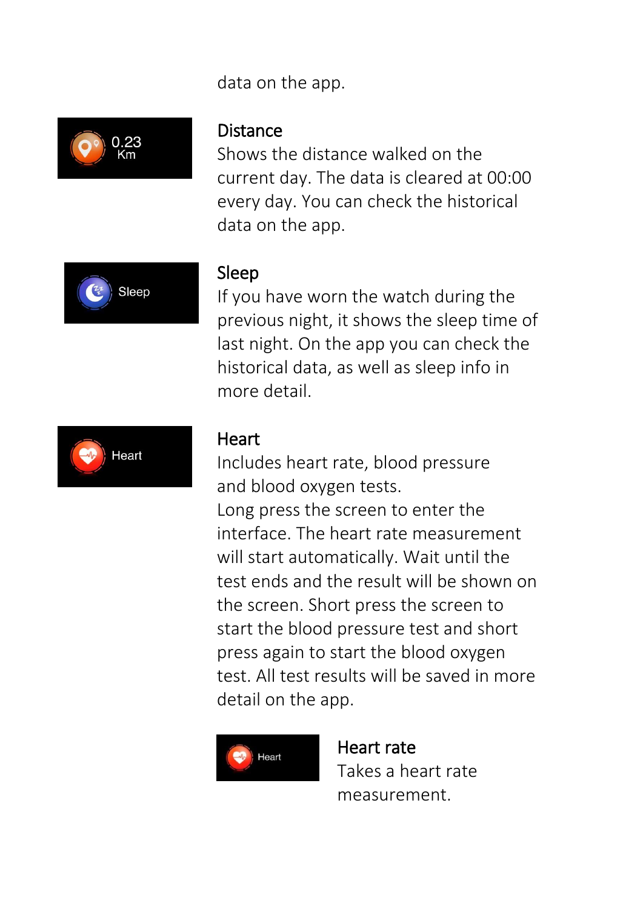data on the app.

## Distance

Shows the distance walked on the current day. The data is cleared at 00:00 every day. You can check the historical data on the app.

## Sleep

If you have worn the watch during the previous night, it shows the sleep time of last night. On the app you can check the historical data, as well as sleep info in more detail.

## Heart

Includes heart rate, blood pressure and blood oxygen tests.
Long press the screen to enter the interface. The heart rate measurement will start automatically. Wait until the test ends and the result will be shown on the screen. Short press the screen to start the blood pressure test and short press again to start the blood oxygen test. All test results will be saved in more detail on the app.

### Heart rate

Takes a heart rate measurement.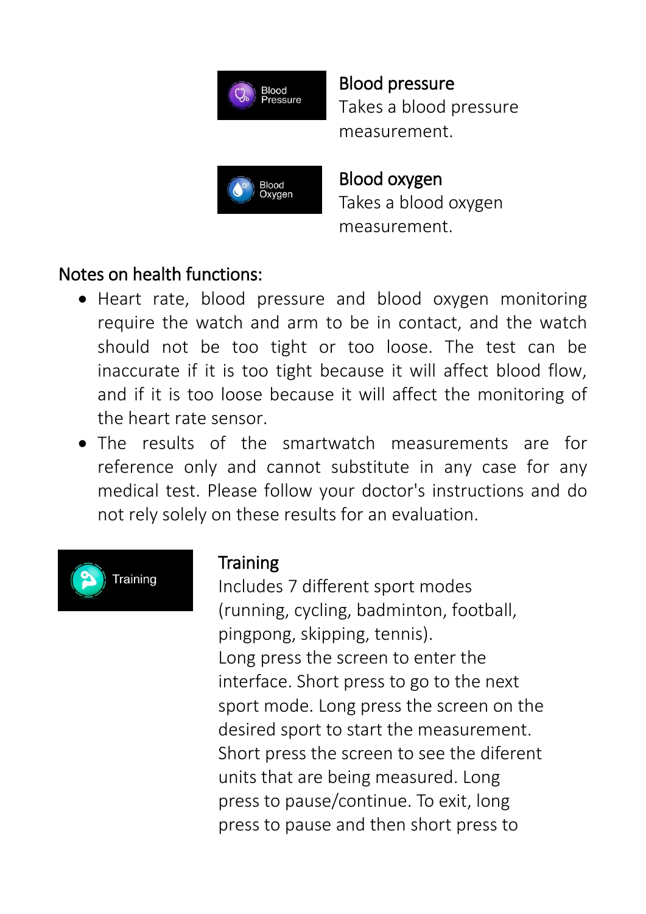### Blood pressure

Takes a blood pressure measurement.

### Blood oxygen

Takes a blood oxygen measurement.

### Notes on health functions:

- Heart rate, blood pressure and blood oxygen monitoring require the watch and arm to be in contact, and the watch should not be too tight or too loose. The test can be inaccurate if it is too tight because it will affect blood flow, and if it is too loose because it will affect the monitoring of the heart rate sensor.
- The results of the smartwatch measurements are for reference only and cannot substitute in any case for any medical test. Please follow your doctor's instructions and do not rely solely on these results for an evaluation.

### Training

Includes 7 different sport modes (running, cycling, badminton, football, pingpong, skipping, tennis).
Long press the screen to enter the interface. Short press to go to the next sport mode. Long press the screen on the desired sport to start the measurement. Short press the screen to see the diferent units that are being measured. Long press to pause/continue. To exit, long press to pause and then short press to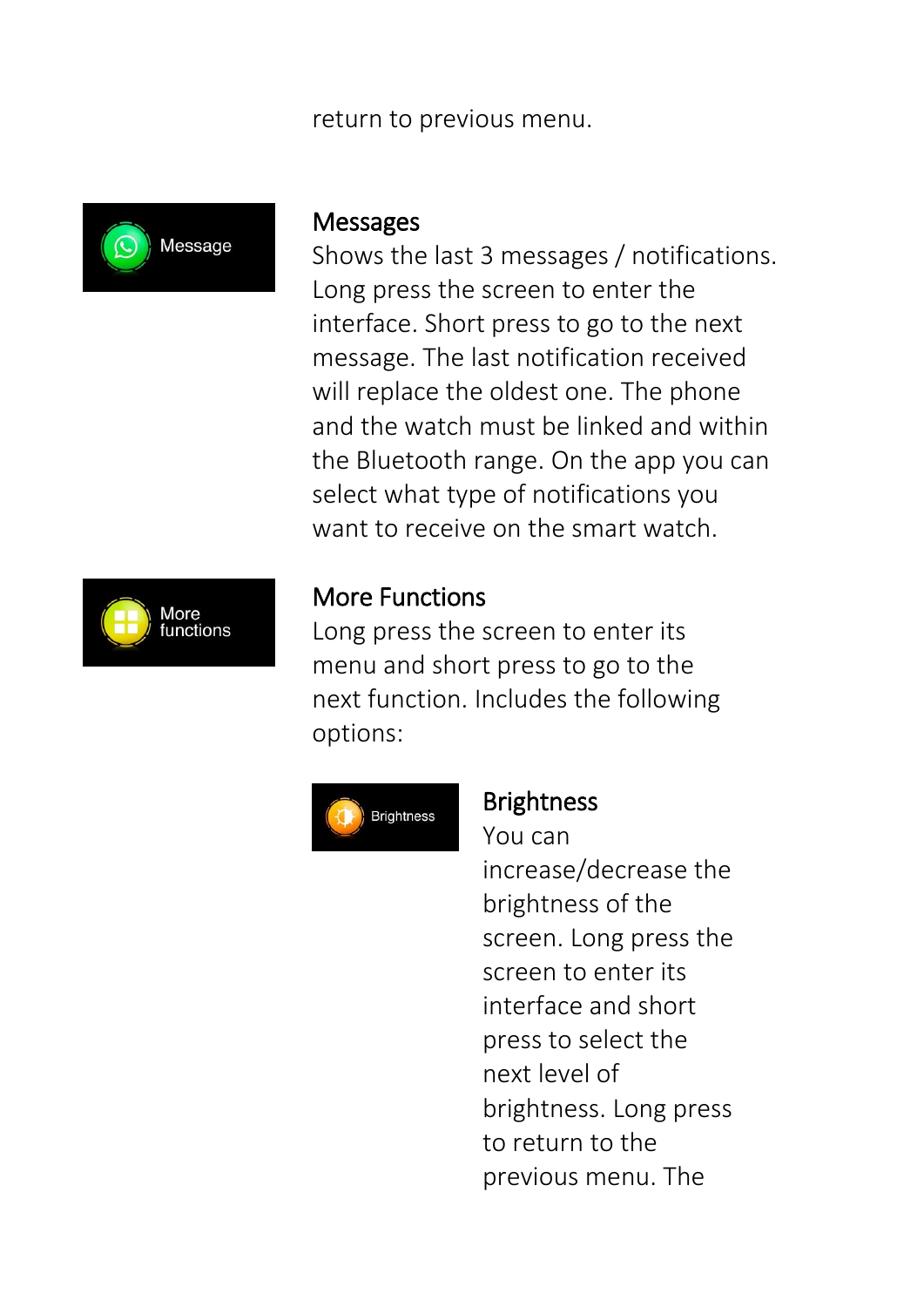return to previous menu.

Message

### Messages

Shows the last 3 messages / notifications. Long press the screen to enter the interface. Short press to go to the next message. The last notification received will replace the oldest one. The phone and the watch must be linked and within the Bluetooth range. On the app you can select what type of notifications you want to receive on the smart watch.

More functions

### More Functions

Long press the screen to enter its menu and short press to go to the next function. Includes the following options:

Brightness

#### Brightness

You can increase/decrease the brightness of the screen. Long press the screen to enter its interface and short press to select the next level of brightness. Long press to return to the previous menu. The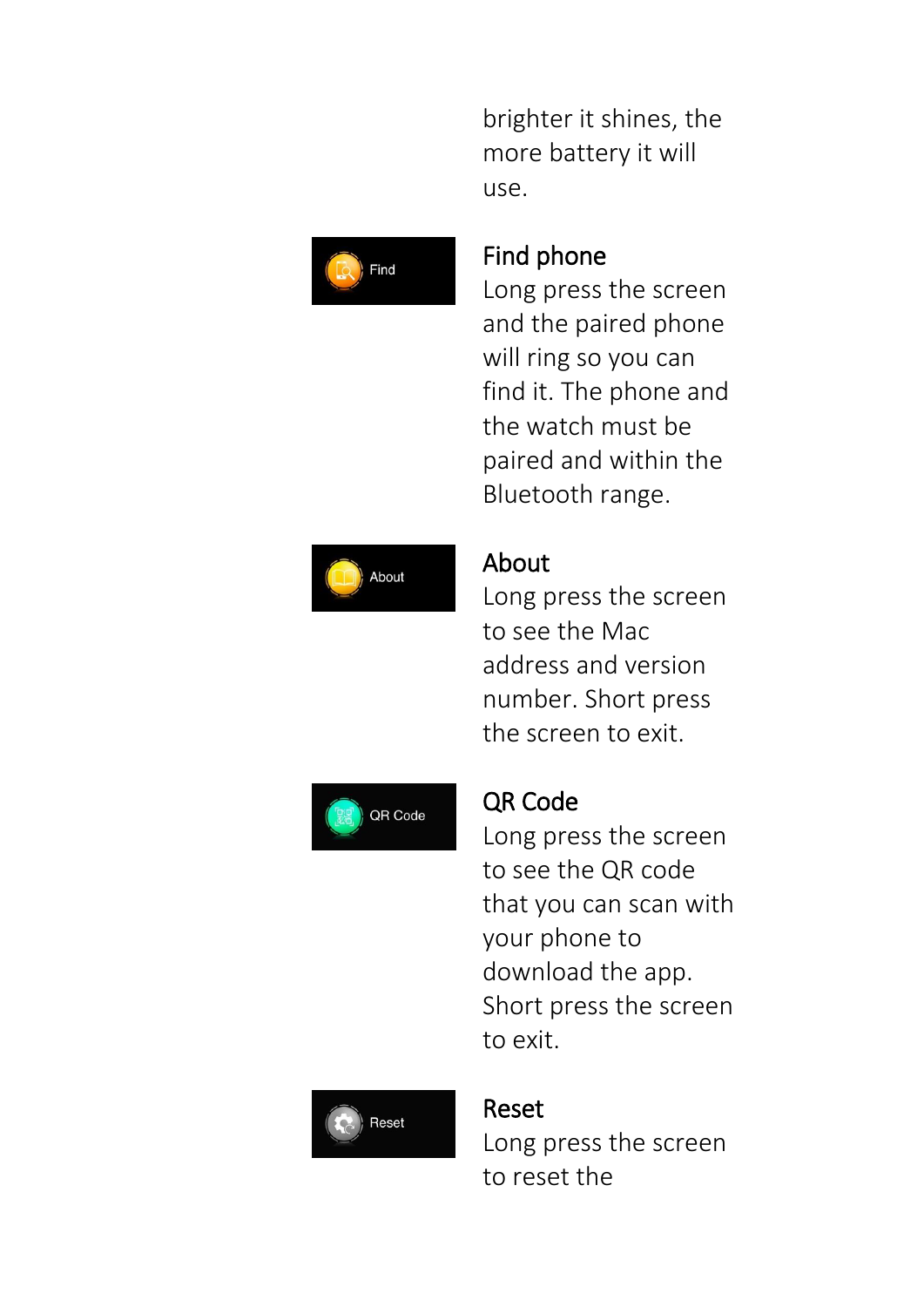brighter it shines, the more battery it will use.

Find

## Find phone

Long press the screen and the paired phone will ring so you can find it. The phone and the watch must be paired and within the Bluetooth range.

About

## About

Long press the screen to see the Mac address and version number. Short press the screen to exit.

QR Code

## QR Code

Long press the screen to see the QR code that you can scan with your phone to download the app. Short press the screen to exit.

Reset

## Reset

Long press the screen to reset the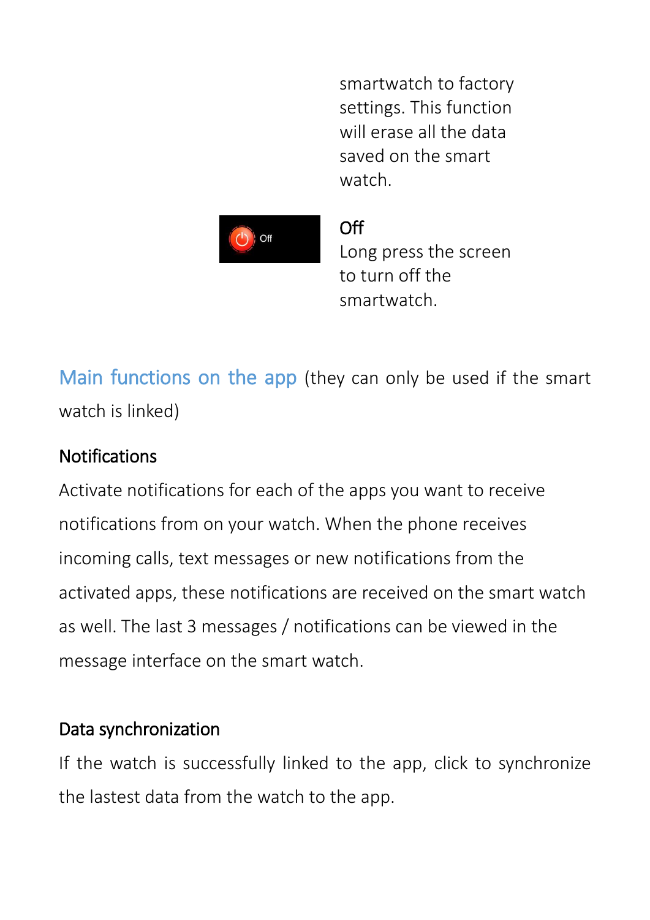smartwatch to factory settings. This function will erase all the data saved on the smart watch.

**Off**
Long press the screen to turn off the smartwatch.

## Main functions on the app (they can only be used if the smart watch is linked)

### Notifications

Activate notifications for each of the apps you want to receive notifications from on your watch. When the phone receives incoming calls, text messages or new notifications from the activated apps, these notifications are received on the smart watch as well. The last 3 messages / notifications can be viewed in the message interface on the smart watch.

### Data synchronization

If the watch is successfully linked to the app, click to synchronize the lastest data from the watch to the app.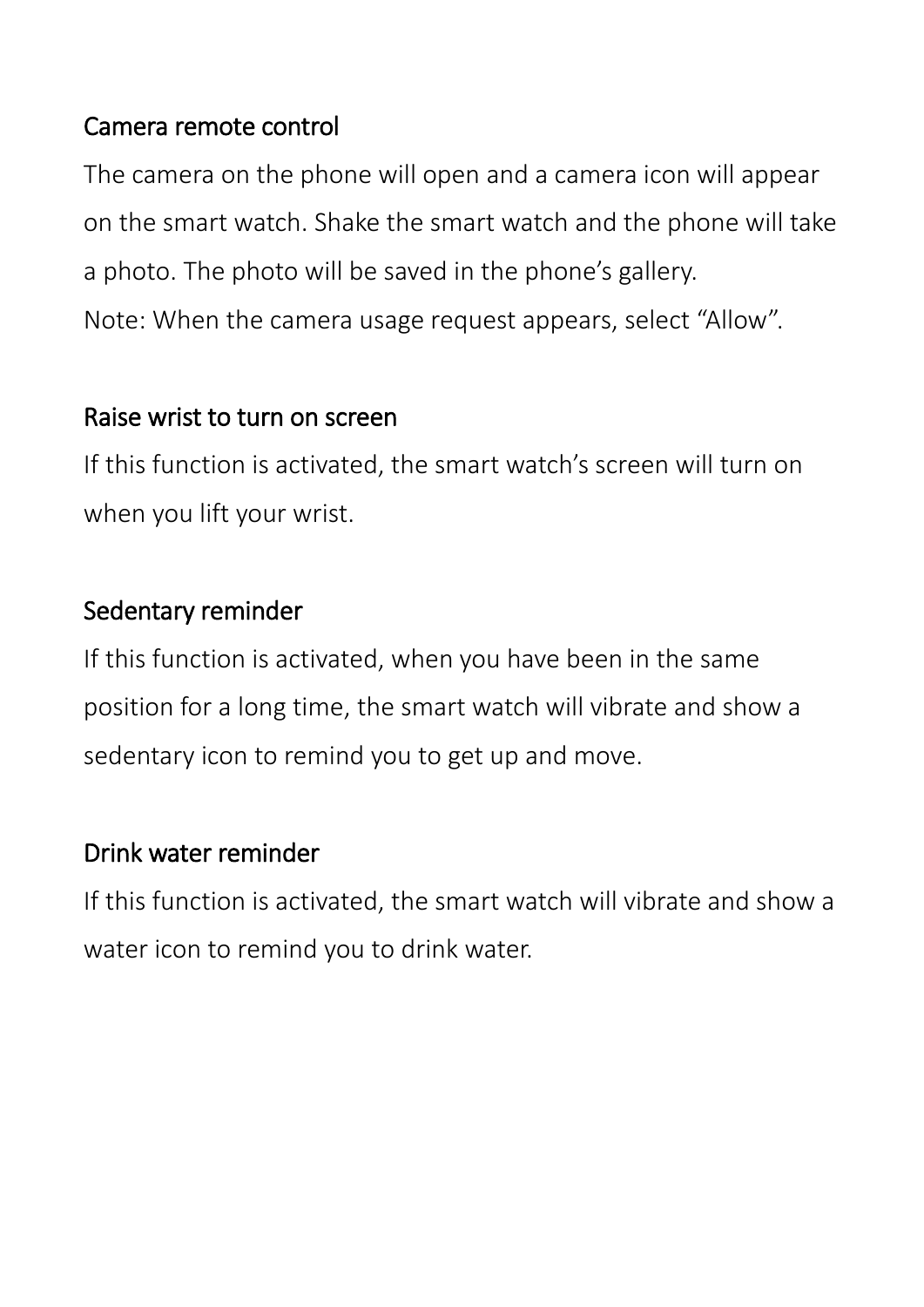## Camera remote control

The camera on the phone will open and a camera icon will appear on the smart watch. Shake the smart watch and the phone will take a photo. The photo will be saved in the phone's gallery.

Note: When the camera usage request appears, select "Allow".

## Raise wrist to turn on screen

If this function is activated, the smart watch's screen will turn on when you lift your wrist.

## Sedentary reminder

If this function is activated, when you have been in the same position for a long time, the smart watch will vibrate and show a sedentary icon to remind you to get up and move.

## Drink water reminder

If this function is activated, the smart watch will vibrate and show a water icon to remind you to drink water.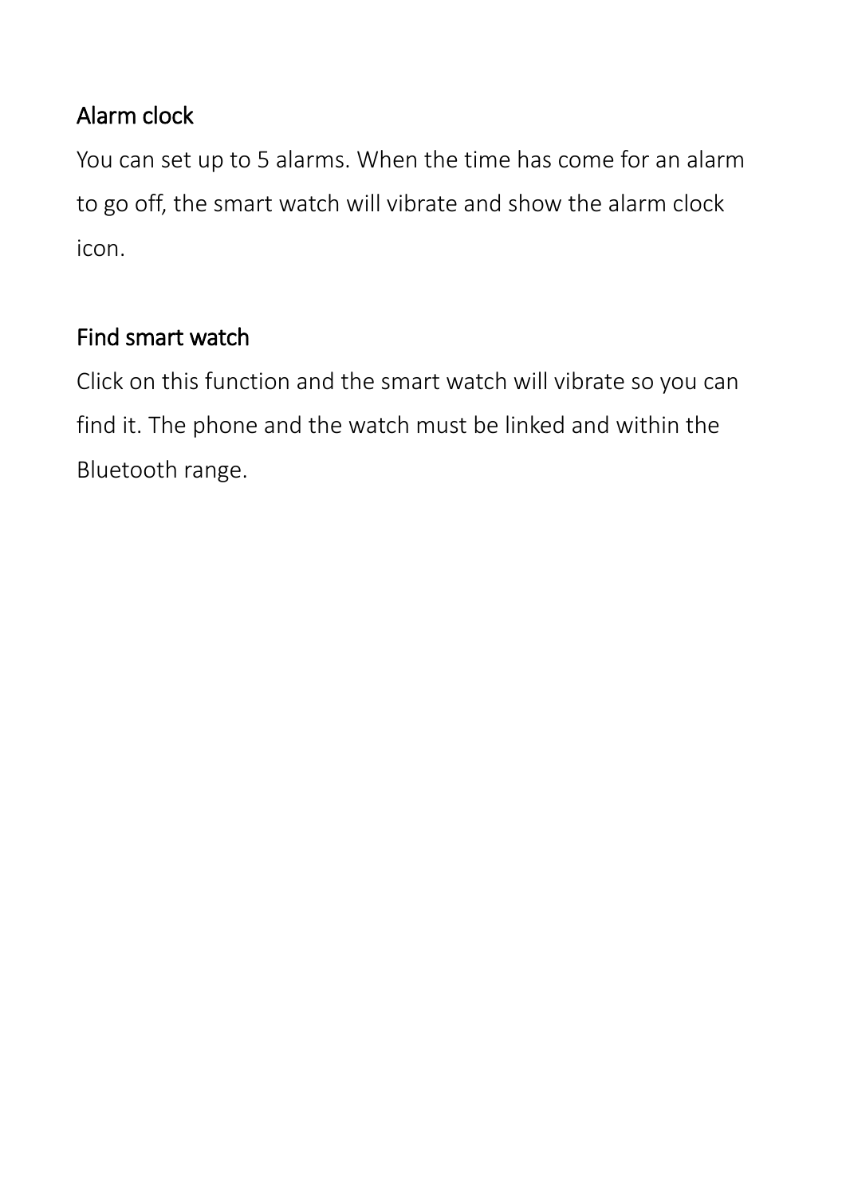## Alarm clock

You can set up to 5 alarms. When the time has come for an alarm to go off, the smart watch will vibrate and show the alarm clock icon.

## Find smart watch

Click on this function and the smart watch will vibrate so you can find it. The phone and the watch must be linked and within the Bluetooth range.